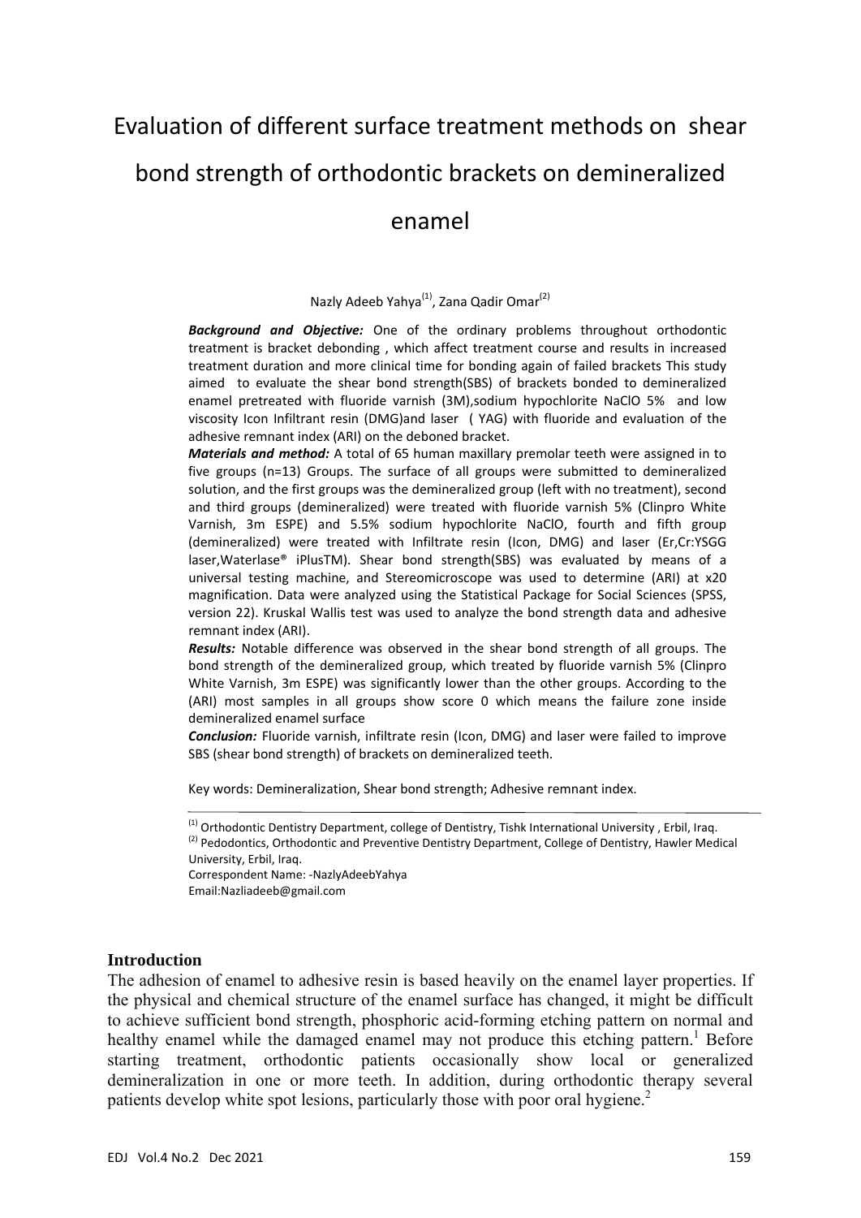# Evaluation of different surface treatment methods on shear bond strength of orthodontic brackets on demineralized enamel

Nazly Adeeb Yahya[(1)], Zana Qadir Omar[(2)]

***Background and Objective:*** One of the ordinary problems throughout orthodontic treatment is bracket debonding , which affect treatment course and results in increased treatment duration and more clinical time for bonding again of failed brackets This study aimed to evaluate the shear bond strength(SBS) of brackets bonded to demineralized enamel pretreated with fluoride varnish (3M),sodium hypochlorite NaClO 5% and low viscosity Icon Infiltrant resin (DMG)and laser ( YAG) with fluoride and evaluation of the adhesive remnant index (ARI) on the deboned bracket.

***Materials and method:*** A total of 65 human maxillary premolar teeth were assigned in to five groups (n=13) Groups. The surface of all groups were submitted to demineralized solution, and the first groups was the demineralized group (left with no treatment), second and third groups (demineralized) were treated with fluoride varnish 5% (Clinpro White Varnish, 3m ESPE) and 5.5% sodium hypochlorite NaClO, fourth and fifth group (demineralized) were treated with Infiltrate resin (Icon, DMG) and laser (Er,Cr:YSGG laser,Waterlase® iPlusTM). Shear bond strength(SBS) was evaluated by means of a universal testing machine, and Stereomicroscope was used to determine (ARI) at x20 magnification. Data were analyzed using the Statistical Package for Social Sciences (SPSS, version 22). Kruskal Wallis test was used to analyze the bond strength data and adhesive remnant index (ARI).

***Results:*** Notable difference was observed in the shear bond strength of all groups. The bond strength of the demineralized group, which treated by fluoride varnish 5% (Clinpro White Varnish, 3m ESPE) was significantly lower than the other groups. According to the (ARI) most samples in all groups show score 0 which means the failure zone inside demineralized enamel surface

***Conclusion:*** Fluoride varnish, infiltrate resin (Icon, DMG) and laser were failed to improve SBS (shear bond strength) of brackets on demineralized teeth.

Key words: Demineralization, Shear bond strength; Adhesive remnant index.

---

[(1)] Orthodontic Dentistry Department, college of Dentistry, Tishk International University , Erbil, Iraq.
[(2)] Pedodontics, Orthodontic and Preventive Dentistry Department, College of Dentistry, Hawler Medical University, Erbil, Iraq.
Correspondent Name: -NazlyAdeebYahya
Email:Nazliadeeb@gmail.com

## Introduction

The adhesion of enamel to adhesive resin is based heavily on the enamel layer properties. If the physical and chemical structure of the enamel surface has changed, it might be difficult to achieve sufficient bond strength, phosphoric acid-forming etching pattern on normal and healthy enamel while the damaged enamel may not produce this etching pattern.[1] Before starting treatment, orthodontic patients occasionally show local or generalized demineralization in one or more teeth. In addition, during orthodontic therapy several patients develop white spot lesions, particularly those with poor oral hygiene.[2]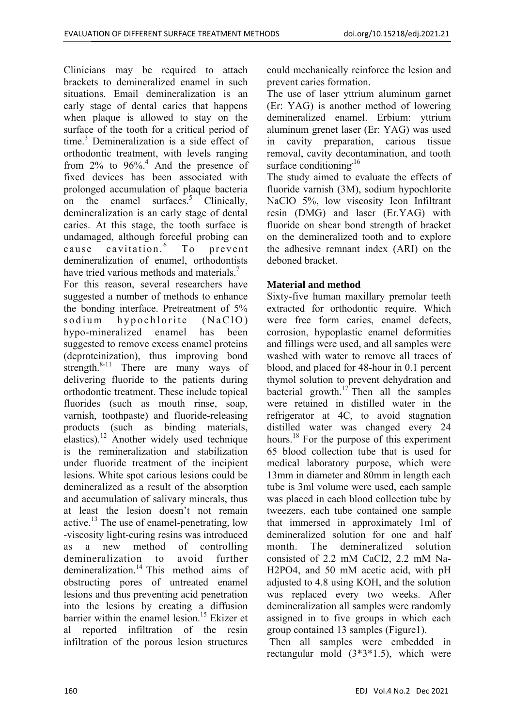Clinicians may be required to attach brackets to demineralized enamel in such situations. Email demineralization is an early stage of dental caries that happens when plaque is allowed to stay on the surface of the tooth for a critical period of time.[3] Demineralization is a side effect of orthodontic treatment, with levels ranging from 2% to 96%.[4] And the presence of fixed devices has been associated with prolonged accumulation of plaque bacteria on the enamel surfaces.[5] Clinically, demineralization is an early stage of dental caries. At this stage, the tooth surface is undamaged, although forceful probing can cause cavitation.[6] To prevent demineralization of enamel, orthodontists have tried various methods and materials.[7]

For this reason, several researchers have suggested a number of methods to enhance the bonding interface. Pretreatment of 5% sodium hypochlorite (NaClO) hypo-mineralized enamel has been suggested to remove excess enamel proteins (deproteinization), thus improving bond strength.[8-11] There are many ways of delivering fluoride to the patients during orthodontic treatment. These include topical fluorides (such as mouth rinse, soap, varnish, toothpaste) and fluoride-releasing products (such as binding materials, elastics).[12] Another widely used technique is the remineralization and stabilization under fluoride treatment of the incipient lesions. White spot carious lesions could be demineralized as a result of the absorption and accumulation of salivary minerals, thus at least the lesion doesn't not remain active.[13] The use of enamel-penetrating, low -viscosity light-curing resins was introduced as a new method of controlling demineralization to avoid further demineralization.[14] This method aims of obstructing pores of untreated enamel lesions and thus preventing acid penetration into the lesions by creating a diffusion barrier within the enamel lesion.[15] Ekizer et al reported infiltration of the resin infiltration of the porous lesion structures could mechanically reinforce the lesion and prevent caries formation.

The use of laser yttrium aluminum garnet (Er: YAG) is another method of lowering demineralized enamel. Erbium: yttrium aluminum grenet laser (Er: YAG) was used in cavity preparation, carious tissue removal, cavity decontamination, and tooth surface conditioning.[16]

The study aimed to evaluate the effects of fluoride varnish (3M), sodium hypochlorite NaClO 5%, low viscosity Icon Infiltrant resin (DMG) and laser (Er.YAG) with fluoride on shear bond strength of bracket on the demineralized tooth and to explore the adhesive remnant index (ARI) on the deboned bracket.

## Material and method

Sixty-five human maxillary premolar teeth extracted for orthodontic require. Which were free form caries, enamel defects, corrosion, hypoplastic enamel deformities and fillings were used, and all samples were washed with water to remove all traces of blood, and placed for 48-hour in 0.1 percent thymol solution to prevent dehydration and bacterial growth.[17] Then all the samples were retained in distilled water in the refrigerator at 4C, to avoid stagnation distilled water was changed every 24 hours.[18] For the purpose of this experiment 65 blood collection tube that is used for medical laboratory purpose, which were 13mm in diameter and 80mm in length each tube is 3ml volume were used, each sample was placed in each blood collection tube by tweezers, each tube contained one sample that immersed in approximately 1ml of demineralized solution for one and half month. The demineralized solution consisted of 2.2 mM $CaCl_2$, 2.2 mM $NaH_2PO_4$, and 50 mM acetic acid, with pH adjusted to 4.8 using KOH, and the solution was replaced every two weeks. After demineralization all samples were randomly assigned in to five groups in which each group contained 13 samples (Figure1).

Then all samples were embedded in rectangular mold (3*3*1.5), which were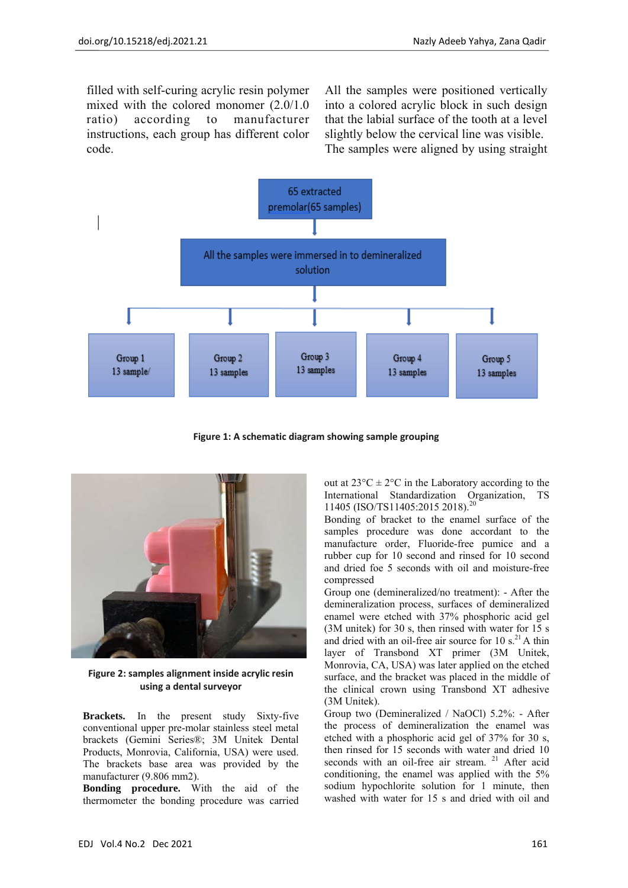filled with self-curing acrylic resin polymer mixed with the colored monomer (2.0/1.0 ratio) according to manufacturer instructions, each group has different color code.

All the samples were positioned vertically into a colored acrylic block in such design that the labial surface of the tooth at a level slightly below the cervical line was visible. The samples were aligned by using straight

Figure 1: A schematic diagram showing sample grouping

Figure 2: samples alignment inside acrylic resin using a dental surveyor

**Brackets.** In the present study Sixty-five conventional upper pre-molar stainless steel metal brackets (Gemini Series®; 3M Unitek Dental Products, Monrovia, California, USA) were used. The brackets base area was provided by the manufacturer (9.806 mm2).

**Bonding procedure.** With the aid of the thermometer the bonding procedure was carried out at 23°C ± 2°C in the Laboratory according to the International Standardization Organization, TS 11405 (ISO/TS11405:2015 2018).[20]

Bonding of bracket to the enamel surface of the samples procedure was done accordant to the manufacture order, Fluoride-free pumice and a rubber cup for 10 second and rinsed for 10 second and dried foe 5 seconds with oil and moisture-free compressed

Group one (demineralized/no treatment): - After the demineralization process, surfaces of demineralized enamel were etched with 37% phosphoric acid gel (3M unitek) for 30 s, then rinsed with water for 15 s and dried with an oil-free air source for 10 s.[21] A thin layer of Transbond XT primer (3M Unitek, Monrovia, CA, USA) was later applied on the etched surface, and the bracket was placed in the middle of the clinical crown using Transbond XT adhesive (3M Unitek).

Group two (Demineralized / NaOCl) 5.2%: - After the process of demineralization the enamel was etched with a phosphoric acid gel of 37% for 30 s, then rinsed for 15 seconds with water and dried 10 seconds with an oil-free air stream. [21] After acid conditioning, the enamel was applied with the 5% sodium hypochlorite solution for 1 minute, then washed with water for 15 s and dried with oil and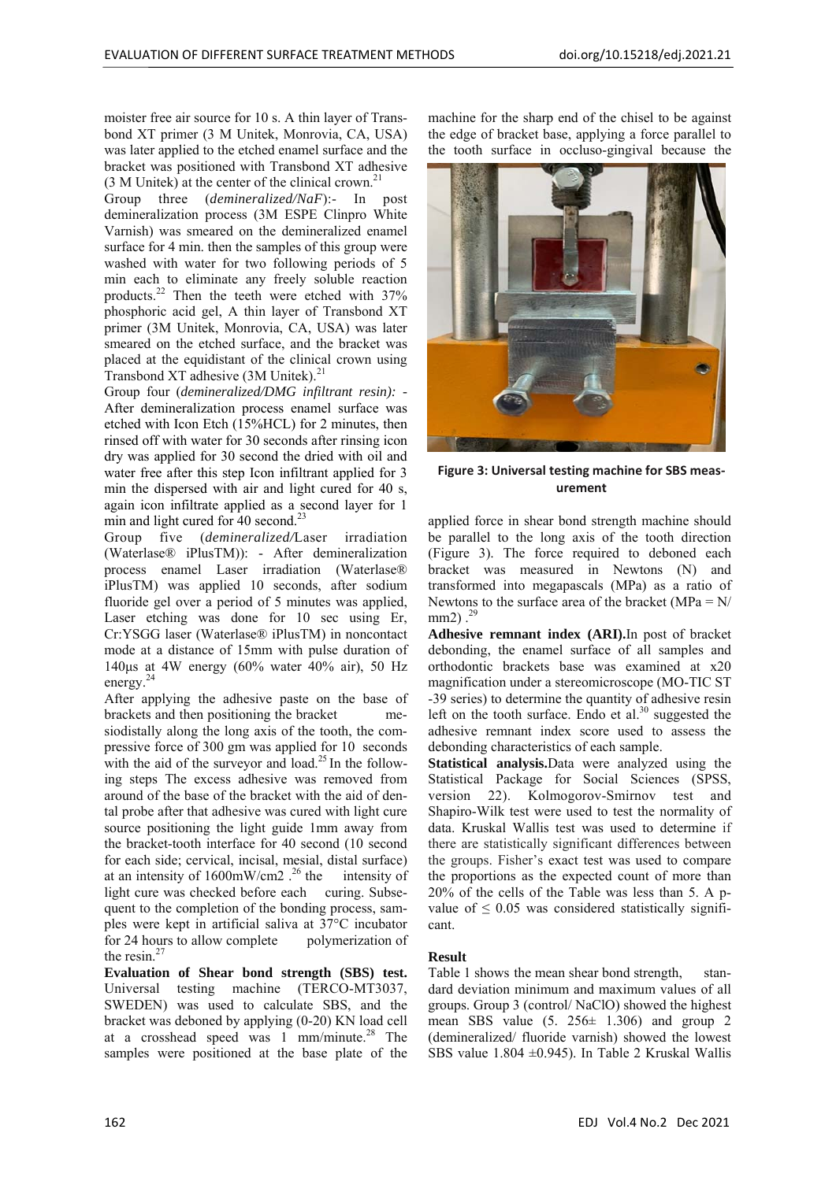moister free air source for 10 s. A thin layer of Transbond XT primer (3 M Unitek, Monrovia, CA, USA) was later applied to the etched enamel surface and the bracket was positioned with Transbond XT adhesive (3 M Unitek) at the center of the clinical crown.[21]

Group three (*demineralized/NaF*):- In post demineralization process (3M ESPE Clinpro White Varnish) was smeared on the demineralized enamel surface for 4 min. then the samples of this group were washed with water for two following periods of 5 min each to eliminate any freely soluble reaction products.[22] Then the teeth were etched with 37% phosphoric acid gel, A thin layer of Transbond XT primer (3M Unitek, Monrovia, CA, USA) was later smeared on the etched surface, and the bracket was placed at the equidistant of the clinical crown using Transbond XT adhesive (3M Unitek).[21]

Group four (*demineralized/DMG infiltrant resin):* - After demineralization process enamel surface was etched with Icon Etch (15%HCL) for 2 minutes, then rinsed off with water for 30 seconds after rinsing icon dry was applied for 30 second the dried with oil and water free after this step Icon infiltrant applied for 3 min the dispersed with air and light cured for 40 s, again icon infiltrate applied as a second layer for 1 min and light cured for 40 second.[23]

Group five (*demineralized/*Laser irradiation (Waterlase® iPlusTM)): - After demineralization process enamel Laser irradiation (Waterlase® iPlusTM) was applied 10 seconds, after sodium fluoride gel over a period of 5 minutes was applied, Laser etching was done for 10 sec using Er, Cr:YSGG laser (Waterlase® iPlusTM) in noncontact mode at a distance of 15mm with pulse duration of 140μs at 4W energy (60% water 40% air), 50 Hz energy.[24]

After applying the adhesive paste on the base of brackets and then positioning the bracket mesiodistally along the long axis of the tooth, the compressive force of 300 gm was applied for 10 seconds with the aid of the surveyor and load.[25] In the following steps The excess adhesive was removed from around of the base of the bracket with the aid of dental probe after that adhesive was cured with light cure source positioning the light guide 1mm away from the bracket-tooth interface for 40 second (10 second for each side; cervical, incisal, mesial, distal surface) at an intensity of 1600mW/cm2 .[26] the intensity of light cure was checked before each curing. Subsequent to the completion of the bonding process, samples were kept in artificial saliva at 37°C incubator for 24 hours to allow complete polymerization of the resin.[27]

**Evaluation of Shear bond strength (SBS) test.** Universal testing machine (TERCO-MT3037, SWEDEN) was used to calculate SBS, and the bracket was deboned by applying (0-20) KN load cell at a crosshead speed was 1 mm/minute.[28] The samples were positioned at the base plate of the machine for the sharp end of the chisel to be against the edge of bracket base, applying a force parallel to the tooth surface in occluso-gingival because the applied force in shear bond strength machine should be parallel to the long axis of the tooth direction (Figure 3). The force required to deboned each bracket was measured in Newtons (N) and transformed into megapascals (MPa) as a ratio of Newtons to the surface area of the bracket (MPa = N/ mm2) .[29]

**Figure 3: Universal testing machine for SBS measurement**

**Adhesive remnant index (ARI).** In post of bracket debonding, the enamel surface of all samples and orthodontic brackets base was examined at x20 magnification under a stereomicroscope (MO-TIC ST -39 series) to determine the quantity of adhesive resin left on the tooth surface. Endo et al.[30] suggested the adhesive remnant index score used to assess the debonding characteristics of each sample.

**Statistical analysis.** Data were analyzed using the Statistical Package for Social Sciences (SPSS, version 22). Kolmogorov-Smirnov test and Shapiro-Wilk test were used to test the normality of data. Kruskal Wallis test was used to determine if there are statistically significant differences between the groups. Fisher's exact test was used to compare the proportions as the expected count of more than 20% of the cells of the Table was less than 5. A p-value of $\leq 0.05$ was considered statistically significant.

## Result

Table 1 shows the mean shear bond strength, standard deviation minimum and maximum values of all groups. Group 3 (control/ NaClO) showed the highest mean SBS value (5. 256± 1.306) and group 2 (demineralized/ fluoride varnish) showed the lowest SBS value 1.804 ±0.945). In Table 2 Kruskal Wallis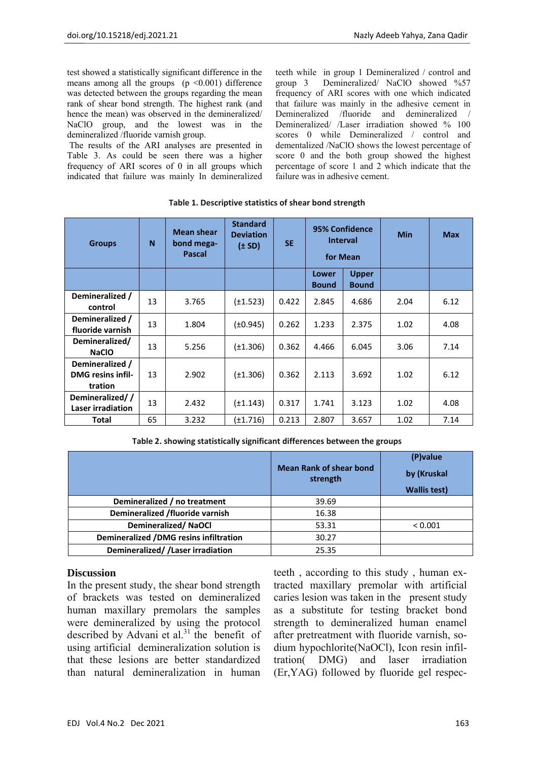test showed a statistically significant difference in the means among all the groups (p <0.001) difference was detected between the groups regarding the mean rank of shear bond strength. The highest rank (and hence the mean) was observed in the demineralized/ NaClO group, and the lowest was in the demineralized /fluoride varnish group.

The results of the ARI analyses are presented in Table 3. As could be seen there was a higher frequency of ARI scores of 0 in all groups which indicated that failure was mainly In demineralized teeth while in group 1 Demineralized / control and group 3 Demineralized/ NaClO showed %57 frequency of ARI scores with one which indicated that failure was mainly in the adhesive cement in Demineralized /fluoride and demineralized / Demineralized/ /Laser irradiation showed % 100 scores 0 while Demineralized / control and dementalized /NaClO shows the lowest percentage of score 0 and the both group showed the highest percentage of score 1 and 2 which indicate that the failure was in adhesive cement.

**Table 1. Descriptive statistics of shear bond strength**

| Groups | N | Mean shear bond mega-Pascal | Standard Deviation (± SD) | SE | 95% Confidence Interval for Mean | | Min | Max |
|---|---|---|---|---|---|---|---|---|
| | | | | | Lower Bound | Upper Bound | | |
| Demineralized / control | 13 | 3.765 | (±1.523) | 0.422 | 2.845 | 4.686 | 2.04 | 6.12 |
| Demineralized / fluoride varnish | 13 | 1.804 | (±0.945) | 0.262 | 1.233 | 2.375 | 1.02 | 4.08 |
| Demineralized/ NaClO | 13 | 5.256 | (±1.306) | 0.362 | 4.466 | 6.045 | 3.06 | 7.14 |
| Demineralized / DMG resins infiltration | 13 | 2.902 | (±1.306) | 0.362 | 2.113 | 3.692 | 1.02 | 6.12 |
| Demineralized/ / Laser irradiation | 13 | 2.432 | (±1.143) | 0.317 | 1.741 | 3.123 | 1.02 | 4.08 |
| Total | 65 | 3.232 | (±1.716) | 0.213 | 2.807 | 3.657 | 1.02 | 7.14 |

**Table 2. showing statistically significant differences between the groups**

| | Mean Rank of shear bond strength | (P)value by (Kruskal Wallis test) |
|---|---|---|
| Demineralized / no treatment | 39.69 | |
| Demineralized /fluoride varnish | 16.38 | |
| Demineralized/ NaOCl | 53.31 | < 0.001 |
| Demineralized /DMG resins infiltration | 30.27 | |
| Demineralized/ /Laser irradiation | 25.35 | |

## Discussion

In the present study, the shear bond strength of brackets was tested on demineralized human maxillary premolars the samples were demineralized by using the protocol described by Advani et al.[31] the benefit of using artificial demineralization solution is that these lesions are better standardized than natural demineralization in human teeth , according to this study , human extracted maxillary premolar with artificial caries lesion was taken in the present study as a substitute for testing bracket bond strength to demineralized human enamel after pretreatment with fluoride varnish, sodium hypochlorite(NaOCl), Icon resin infiltration( DMG) and laser irradiation (Er,YAG) followed by fluoride gel respec-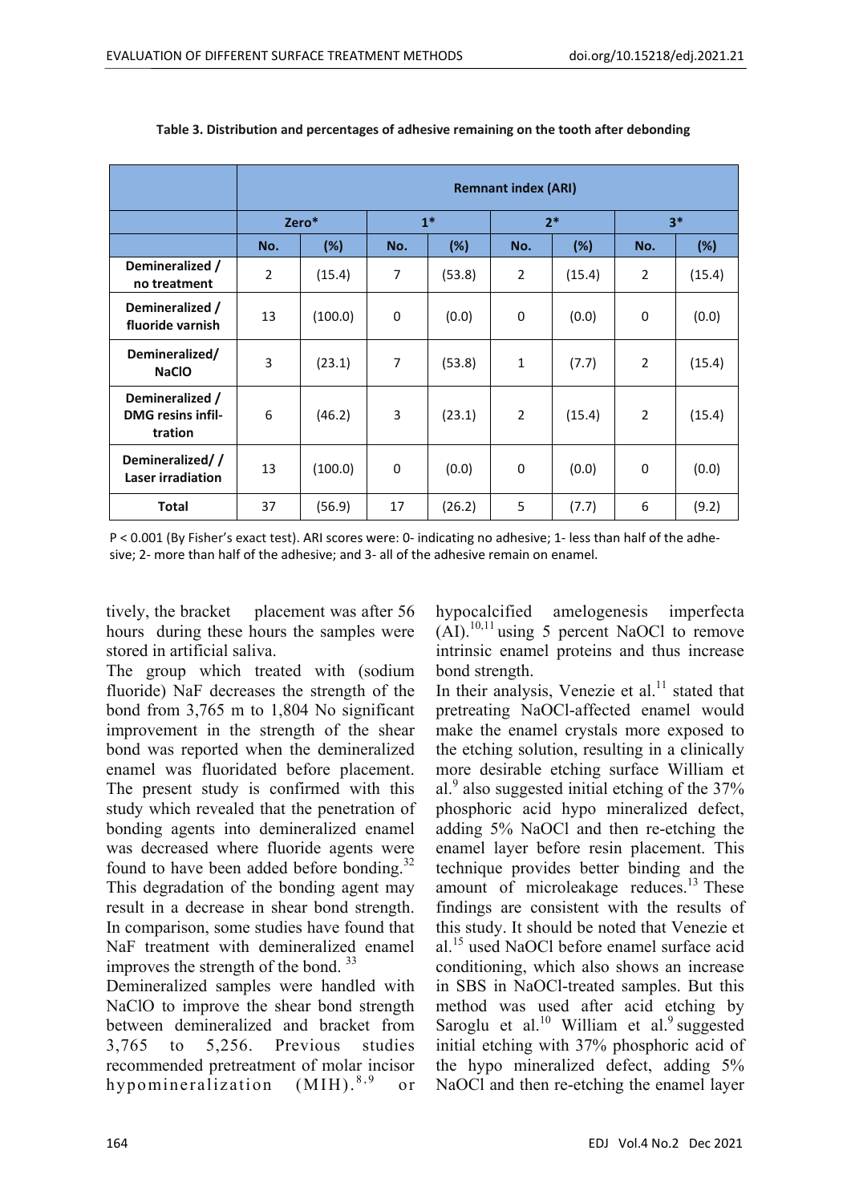**Table 3. Distribution and percentages of adhesive remaining on the tooth after debonding**

| | Remnant index (ARI) | | | | | | | |
|---|---|---|---|---|---|---|---|---|
| | Zero* | | 1* | | 2* | | 3* | |
| | No. | (%) | No. | (%) | No. | (%) | No. | (%) |
| Demineralized / no treatment | 2 | (15.4) | 7 | (53.8) | 2 | (15.4) | 2 | (15.4) |
| Demineralized / fluoride varnish | 13 | (100.0) | 0 | (0.0) | 0 | (0.0) | 0 | (0.0) |
| Demineralized/ NaClO | 3 | (23.1) | 7 | (53.8) | 1 | (7.7) | 2 | (15.4) |
| Demineralized / DMG resins infiltration | 6 | (46.2) | 3 | (23.1) | 2 | (15.4) | 2 | (15.4) |
| Demineralized/ / Laser irradiation | 13 | (100.0) | 0 | (0.0) | 0 | (0.0) | 0 | (0.0) |
| Total | 37 | (56.9) | 17 | (26.2) | 5 | (7.7) | 6 | (9.2) |

P < 0.001 (By Fisher's exact test). ARI scores were: 0- indicating no adhesive; 1- less than half of the adhesive; 2- more than half of the adhesive; and 3- all of the adhesive remain on enamel.

tively, the bracket placement was after 56 hours during these hours the samples were stored in artificial saliva.

The group which treated with (sodium fluoride) NaF decreases the strength of the bond from 3,765 m to 1,804 No significant improvement in the strength of the shear bond was reported when the demineralized enamel was fluoridated before placement. The present study is confirmed with this study which revealed that the penetration of bonding agents into demineralized enamel was decreased where fluoride agents were found to have been added before bonding.[32] This degradation of the bonding agent may result in a decrease in shear bond strength. In comparison, some studies have found that NaF treatment with demineralized enamel improves the strength of the bond. [33]

Demineralized samples were handled with NaClO to improve the shear bond strength between demineralized and bracket from 3,765 to 5,256. Previous studies recommended pretreatment of molar incisor hypomineralization (MIH).[8,9] or hypocalcified amelogenesis imperfecta (AI).[10,11] using 5 percent NaOCl to remove intrinsic enamel proteins and thus increase bond strength.

In their analysis, Venezie et al.[11] stated that pretreating NaOCl-affected enamel would make the enamel crystals more exposed to the etching solution, resulting in a clinically more desirable etching surface William et al.[9] also suggested initial etching of the 37% phosphoric acid hypo mineralized defect, adding 5% NaOCl and then re-etching the enamel layer before resin placement. This technique provides better binding and the amount of microleakage reduces.[13] These findings are consistent with the results of this study. It should be noted that Venezie et al.[15] used NaOCl before enamel surface acid conditioning, which also shows an increase in SBS in NaOCl-treated samples. But this method was used after acid etching by Saroglu et al.[10] William et al.[9] suggested initial etching with 37% phosphoric acid of the hypo mineralized defect, adding 5% NaOCl and then re-etching the enamel layer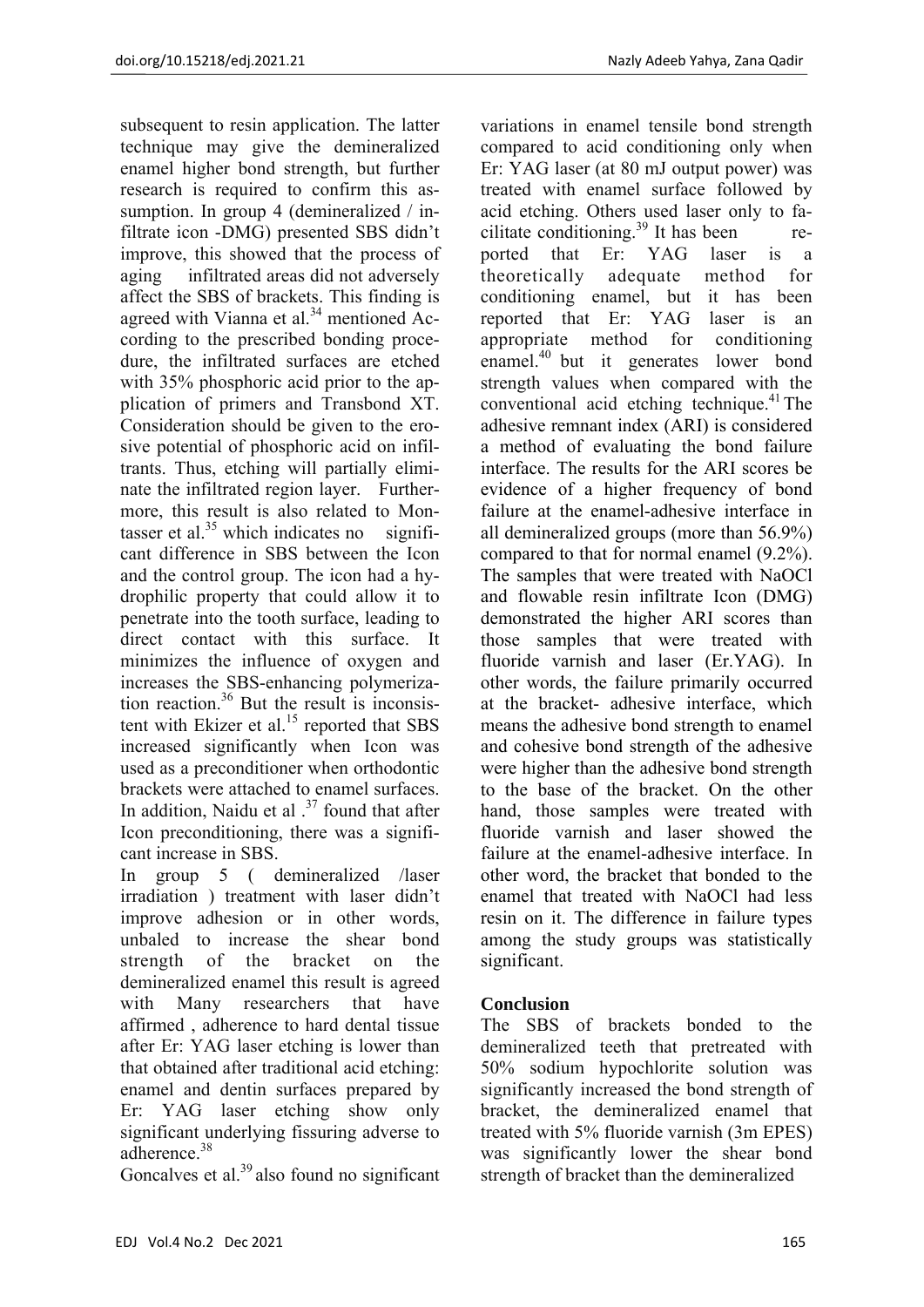subsequent to resin application. The latter technique may give the demineralized enamel higher bond strength, but further research is required to confirm this assumption. In group 4 (demineralized / infiltrate icon -DMG) presented SBS didn't improve, this showed that the process of aging infiltrated areas did not adversely affect the SBS of brackets. This finding is agreed with Vianna et al.[34] mentioned According to the prescribed bonding procedure, the infiltrated surfaces are etched with 35% phosphoric acid prior to the application of primers and Transbond XT. Consideration should be given to the erosive potential of phosphoric acid on infiltrants. Thus, etching will partially eliminate the infiltrated region layer. Furthermore, this result is also related to Montasser et al.[35] which indicates no significant difference in SBS between the Icon and the control group. The icon had a hydrophilic property that could allow it to penetrate into the tooth surface, leading to direct contact with this surface. It minimizes the influence of oxygen and increases the SBS-enhancing polymerization reaction.[36] But the result is inconsistent with Ekizer et al.[15] reported that SBS increased significantly when Icon was used as a preconditioner when orthodontic brackets were attached to enamel surfaces. In addition, Naidu et al .[37] found that after Icon preconditioning, there was a significant increase in SBS.

In group 5 ( demineralized /laser irradiation ) treatment with laser didn't improve adhesion or in other words, unbaled to increase the shear bond strength of the bracket on the demineralized enamel this result is agreed with Many researchers that have affirmed , adherence to hard dental tissue after Er: YAG laser etching is lower than that obtained after traditional acid etching: enamel and dentin surfaces prepared by Er: YAG laser etching show only significant underlying fissuring adverse to adherence.[38]

Goncalves et al.[39] also found no significant variations in enamel tensile bond strength compared to acid conditioning only when Er: YAG laser (at 80 mJ output power) was treated with enamel surface followed by acid etching. Others used laser only to facilitate conditioning.[39] It has been reported that Er: YAG laser is a theoretically adequate method for conditioning enamel, but it has been reported that Er: YAG laser is an appropriate method for conditioning enamel.[40] but it generates lower bond strength values when compared with the conventional acid etching technique.[41] The adhesive remnant index (ARI) is considered a method of evaluating the bond failure interface. The results for the ARI scores be evidence of a higher frequency of bond failure at the enamel-adhesive interface in all demineralized groups (more than 56.9%) compared to that for normal enamel (9.2%). The samples that were treated with NaOCl and flowable resin infiltrate Icon (DMG) demonstrated the higher ARI scores than those samples that were treated with fluoride varnish and laser (Er.YAG). In other words, the failure primarily occurred at the bracket- adhesive interface, which means the adhesive bond strength to enamel and cohesive bond strength of the adhesive were higher than the adhesive bond strength to the base of the bracket. On the other hand, those samples were treated with fluoride varnish and laser showed the failure at the enamel-adhesive interface. In other word, the bracket that bonded to the enamel that treated with NaOCl had less resin on it. The difference in failure types among the study groups was statistically significant.

## Conclusion

The SBS of brackets bonded to the demineralized teeth that pretreated with 50% sodium hypochlorite solution was significantly increased the bond strength of bracket, the demineralized enamel that treated with 5% fluoride varnish (3m EPES) was significantly lower the shear bond strength of bracket than the demineralized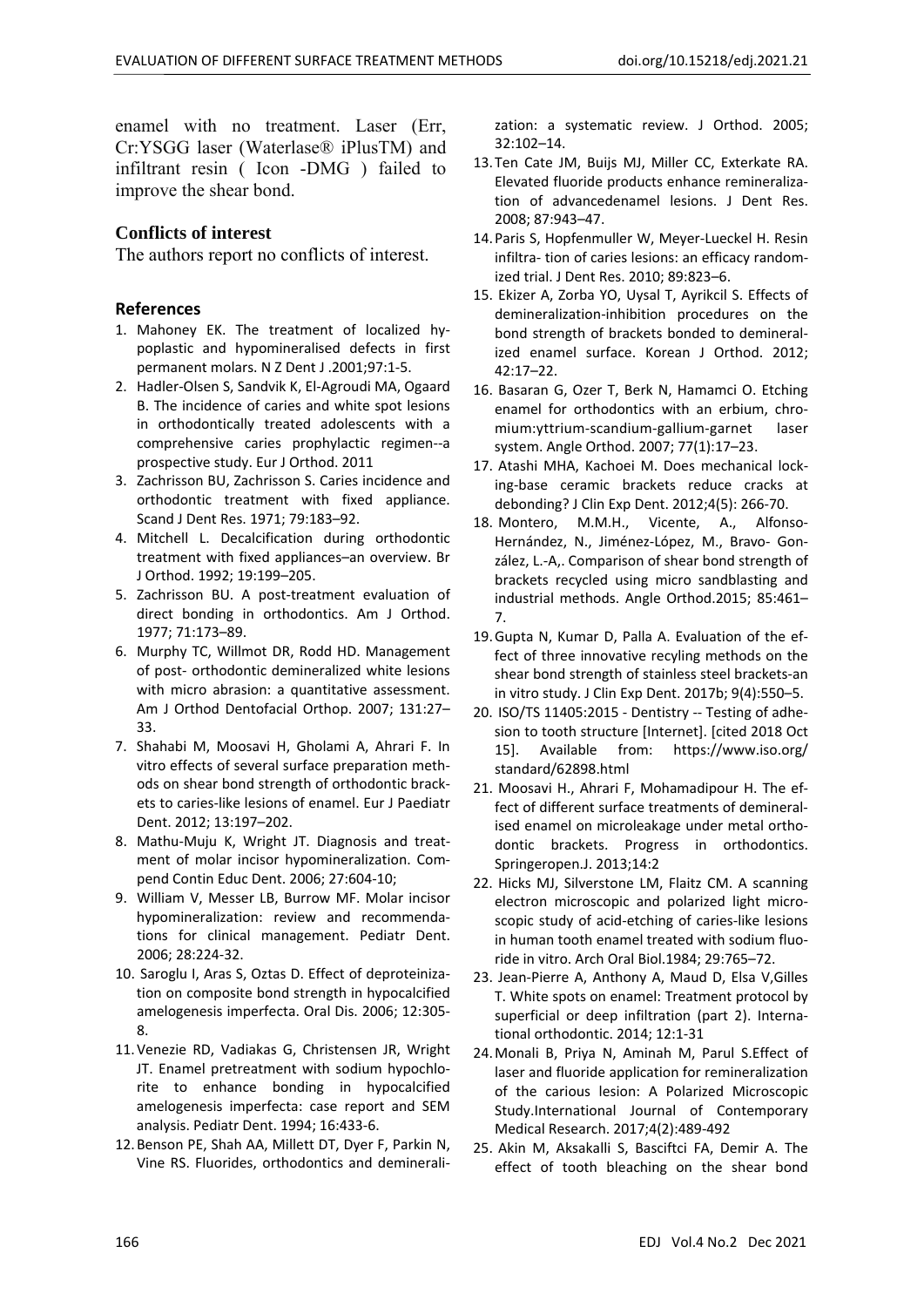enamel with no treatment. Laser (Err, Cr:YSGG laser (Waterlase® iPlusTM) and infiltrant resin ( Icon -DMG ) failed to improve the shear bond.

### Conflicts of interest

The authors report no conflicts of interest.

## References

1. Mahoney EK. The treatment of localized hypoplastic and hypomineralised defects in first permanent molars. N Z Dent J .2001;97:1-5.
2. Hadler-Olsen S, Sandvik K, El-Agroudi MA, Ogaard B. The incidence of caries and white spot lesions in orthodontically treated adolescents with a comprehensive caries prophylactic regimen--a prospective study. Eur J Orthod. 2011
3. Zachrisson BU, Zachrisson S. Caries incidence and orthodontic treatment with fixed appliance. Scand J Dent Res. 1971; 79:183–92.
4. Mitchell L. Decalcification during orthodontic treatment with fixed appliances–an overview. Br J Orthod. 1992; 19:199–205.
5. Zachrisson BU. A post-treatment evaluation of direct bonding in orthodontics. Am J Orthod. 1977; 71:173–89.
6. Murphy TC, Willmot DR, Rodd HD. Management of post- orthodontic demineralized white lesions with micro abrasion: a quantitative assessment. Am J Orthod Dentofacial Orthop. 2007; 131:27–33.
7. Shahabi M, Moosavi H, Gholami A, Ahrari F. In vitro effects of several surface preparation methods on shear bond strength of orthodontic brackets to caries-like lesions of enamel. Eur J Paediatr Dent. 2012; 13:197–202.
8. Mathu-Muju K, Wright JT. Diagnosis and treatment of molar incisor hypomineralization. Compend Contin Educ Dent. 2006; 27:604-10;
9. William V, Messer LB, Burrow MF. Molar incisor hypomineralization: review and recommendations for clinical management. Pediatr Dent. 2006; 28:224-32.
10. Saroglu I, Aras S, Oztas D. Effect of deproteinization on composite bond strength in hypocalcified amelogenesis imperfecta. Oral Dis. 2006; 12:305-8.
11. Venezie RD, Vadiakas G, Christensen JR, Wright JT. Enamel pretreatment with sodium hypochlorite to enhance bonding in hypocalcified amelogenesis imperfecta: case report and SEM analysis. Pediatr Dent. 1994; 16:433-6.
12. Benson PE, Shah AA, Millett DT, Dyer F, Parkin N, Vine RS. Fluorides, orthodontics and demineralization: a systematic review. J Orthod. 2005; 32:102–14.
13. Ten Cate JM, Buijs MJ, Miller CC, Exterkate RA. Elevated fluoride products enhance remineralization of advancedenamel lesions. J Dent Res. 2008; 87:943–47.
14. Paris S, Hopfenmuller W, Meyer-Lueckel H. Resin infiltra- tion of caries lesions: an efficacy randomized trial. J Dent Res. 2010; 89:823–6.
15. Ekizer A, Zorba YO, Uysal T, Ayrikcil S. Effects of demineralization-inhibition procedures on the bond strength of brackets bonded to demineralized enamel surface. Korean J Orthod. 2012; 42:17–22.
16. Basaran G, Ozer T, Berk N, Hamamci O. Etching enamel for orthodontics with an erbium, chromium:yttrium-scandium-gallium-garnet laser system. Angle Orthod. 2007; 77(1):17–23.
17. Atashi MHA, Kachoei M. Does mechanical locking-base ceramic brackets reduce cracks at debonding? J Clin Exp Dent. 2012;4(5): 266-70.
18. Montero, M.M.H., Vicente, A., Alfonso-Hernández, N., Jiménez-López, M., Bravo- González, L.-A,. Comparison of shear bond strength of brackets recycled using micro sandblasting and industrial methods. Angle Orthod.2015; 85:461–7.
19. Gupta N, Kumar D, Palla A. Evaluation of the effect of three innovative recyling methods on the shear bond strength of stainless steel brackets-an in vitro study. J Clin Exp Dent. 2017b; 9(4):550–5.
20. ISO/TS 11405:2015 - Dentistry -- Testing of adhesion to tooth structure [Internet]. [cited 2018 Oct 15]. Available from: https://www.iso.org/standard/62898.html
21. Moosavi H., Ahrari F, Mohamadipour H. The effect of different surface treatments of demineralised enamel on microleakage under metal orthodontic brackets. Progress in orthodontics. Springeropen.J. 2013;14:2
22. Hicks MJ, Silverstone LM, Flaitz CM. A scanning electron microscopic and polarized light microscopic study of acid-etching of caries-like lesions in human tooth enamel treated with sodium fluoride in vitro. Arch Oral Biol.1984; 29:765–72.
23. Jean-Pierre A, Anthony A, Maud D, Elsa V,Gilles T. White spots on enamel: Treatment protocol by superficial or deep infiltration (part 2). International orthodontic. 2014; 12:1-31
24. Monali B, Priya N, Aminah M, Parul S.Effect of laser and fluoride application for remineralization of the carious lesion: A Polarized Microscopic Study.International Journal of Contemporary Medical Research. 2017;4(2):489-492
25. Akin M, Aksakalli S, Basciftci FA, Demir A. The effect of tooth bleaching on the shear bond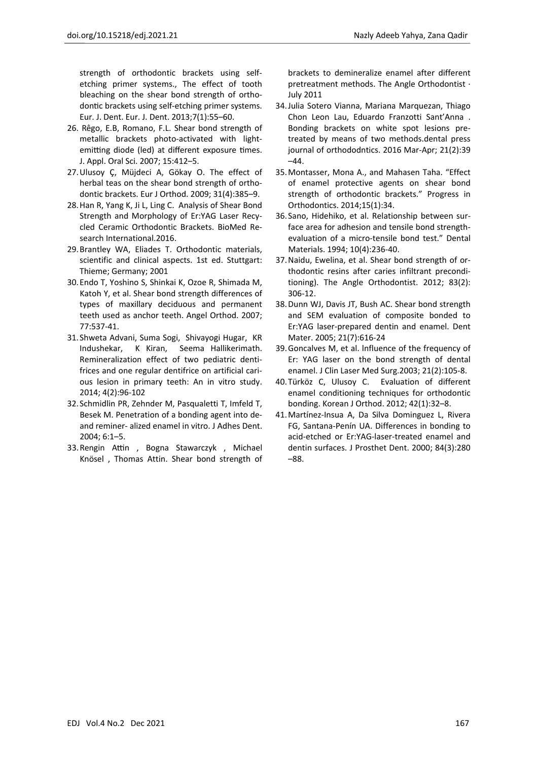strength of orthodontic brackets using self-etching primer systems., The effect of tooth bleaching on the shear bond strength of orthodontic brackets using self-etching primer systems. Eur. J. Dent. Eur. J. Dent. 2013;7(1):55–60.

26. Rêgo, E.B, Romano, F.L. Shear bond strength of metallic brackets photo-activated with light-emitting diode (led) at different exposure times. J. Appl. Oral Sci. 2007; 15:412–5.
27. Ulusoy Ç, Müjdeci A, Gökay O. The effect of herbal teas on the shear bond strength of orthodontic brackets. Eur J Orthod. 2009; 31(4):385–9.
28. Han R, Yang K, Ji L, Ling C. Analysis of Shear Bond Strength and Morphology of Er:YAG Laser Recycled Ceramic Orthodontic Brackets. BioMed Research International.2016.
29. Brantley WA, Eliades T. Orthodontic materials, scientific and clinical aspects. 1st ed. Stuttgart: Thieme; Germany; 2001
30. Endo T, Yoshino S, Shinkai K, Ozoe R, Shimada M, Katoh Y, et al. Shear bond strength differences of types of maxillary deciduous and permanent teeth used as anchor teeth. Angel Orthod. 2007; 77:537-41.
31. Shweta Advani, Suma Sogi, Shivayogi Hugar, KR Indushekar, K Kiran, Seema Hallikerimath. Remineralization effect of two pediatric dentifrices and one regular dentifrice on artificial carious lesion in primary teeth: An in vitro study. 2014; 4(2):96-102
32. Schmidlin PR, Zehnder M, Pasqualetti T, Imfeld T, Besek M. Penetration of a bonding agent into de- and reminer- alized enamel in vitro. J Adhes Dent. 2004; 6:1–5.
33. Rengin Attin , Bogna Stawarczyk , Michael Knösel , Thomas Attin. Shear bond strength of brackets to demineralize enamel after different pretreatment methods. The Angle Orthodontist · July 2011
34. Julia Sotero Vianna, Mariana Marquezan, Thiago Chon Leon Lau, Eduardo Franzotti Sant'Anna . Bonding brackets on white spot lesions pretreated by means of two methods.dental press journal of orthododntics. 2016 Mar-Apr; 21(2):39–44.
35. Montasser, Mona A., and Mahasen Taha. "Effect of enamel protective agents on shear bond strength of orthodontic brackets." Progress in Orthodontics. 2014;15(1):34.
36. Sano, Hidehiko, et al. Relationship between surface area for adhesion and tensile bond strength-evaluation of a micro-tensile bond test." Dental Materials. 1994; 10(4):236-40.
37. Naidu, Ewelina, et al. Shear bond strength of orthodontic resins after caries infiltrant preconditioning). The Angle Orthodontist. 2012; 83(2): 306-12.
38. Dunn WJ, Davis JT, Bush AC. Shear bond strength and SEM evaluation of composite bonded to Er:YAG laser-prepared dentin and enamel. Dent Mater. 2005; 21(7):616-24
39. Goncalves M, et al. lnfluence of the frequency of Er: YAG laser on the bond strength of dental enamel. J Clin Laser Med Surg.2003; 21(2):105-8.
40. Türköz C, Ulusoy C. Evaluation of different enamel conditioning techniques for orthodontic bonding. Korean J Orthod. 2012; 42(1):32–8.
41. Martínez-Insua A, Da Silva Dominguez L, Rivera FG, Santana-Penín UA. Differences in bonding to acid-etched or Er:YAG-laser-treated enamel and dentin surfaces. J Prosthet Dent. 2000; 84(3):280–88.